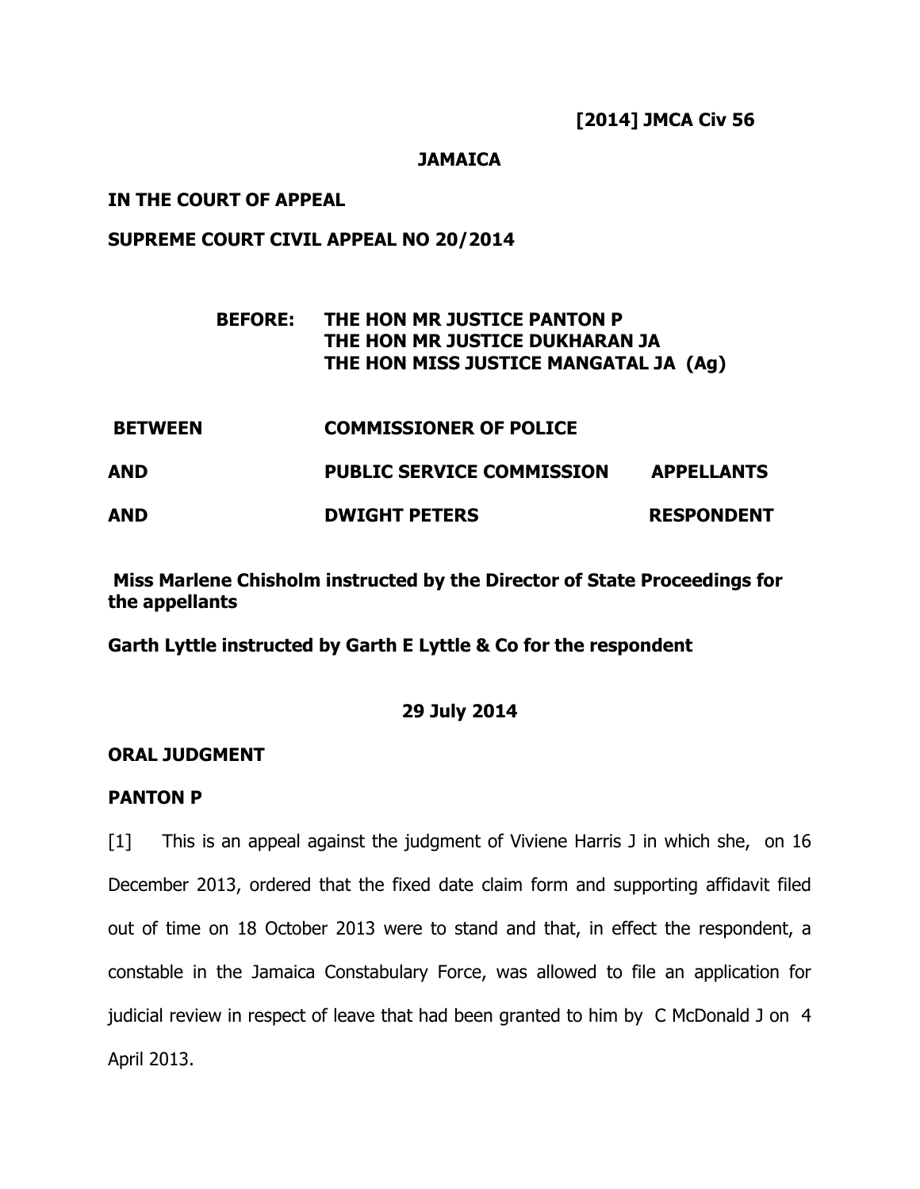**[2014] JMCA Civ 56**

**JAMAICA**

**IN THE COURT OF APPEAL**

**SUPREME COURT CIVIL APPEAL NO 20/2014**

**BEFORE: THE HON MR JUSTICE PANTON P**
**THE HON MR JUSTICE DUKHARAN JA**
**THE HON MISS JUSTICE MANGATAL JA (Ag)**

| | | |
|---|---|---|
| **BETWEEN** | **COMMISSIONER OF POLICE** | |
| **AND** | **PUBLIC SERVICE COMMISSION** | **APPELLANTS** |
| **AND** | **DWIGHT PETERS** | **RESPONDENT** |

**Miss Marlene Chisholm instructed by the Director of State Proceedings for the appellants**

**Garth Lyttle instructed by Garth E Lyttle & Co for the respondent**

**29 July 2014**

**ORAL JUDGMENT**

**PANTON P**

[1] This is an appeal against the judgment of Viviene Harris J in which she, on 16 December 2013, ordered that the fixed date claim form and supporting affidavit filed out of time on 18 October 2013 were to stand and that, in effect the respondent, a constable in the Jamaica Constabulary Force, was allowed to file an application for judicial review in respect of leave that had been granted to him by C McDonald J on 4 April 2013.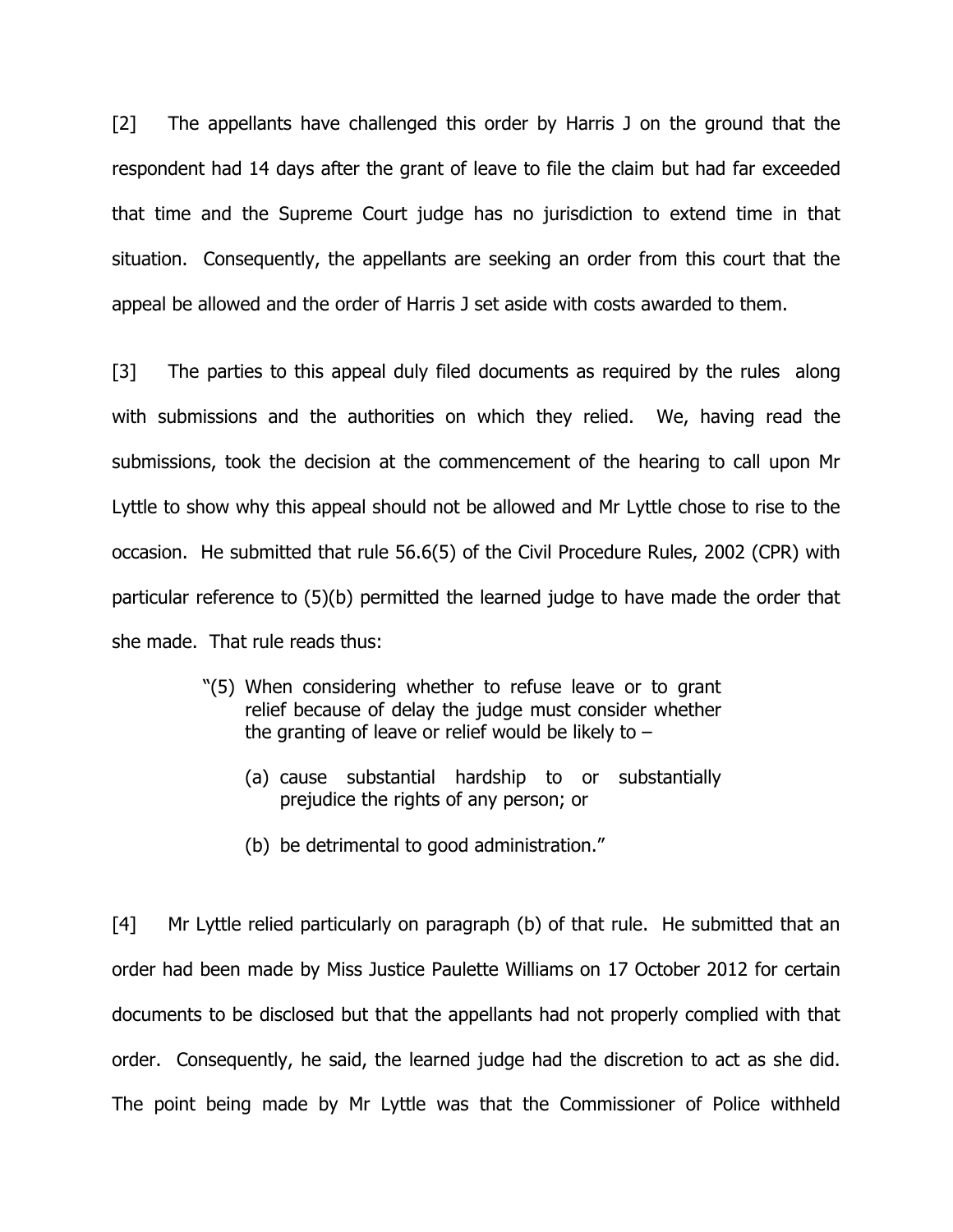[2] The appellants have challenged this order by Harris J on the ground that the respondent had 14 days after the grant of leave to file the claim but had far exceeded that time and the Supreme Court judge has no jurisdiction to extend time in that situation. Consequently, the appellants are seeking an order from this court that the appeal be allowed and the order of Harris J set aside with costs awarded to them.

[3] The parties to this appeal duly filed documents as required by the rules along with submissions and the authorities on which they relied. We, having read the submissions, took the decision at the commencement of the hearing to call upon Mr Lyttle to show why this appeal should not be allowed and Mr Lyttle chose to rise to the occasion. He submitted that rule 56.6(5) of the Civil Procedure Rules, 2002 (CPR) with particular reference to (5)(b) permitted the learned judge to have made the order that she made. That rule reads thus:

> "(5) When considering whether to refuse leave or to grant relief because of delay the judge must consider whether the granting of leave or relief would be likely to –
>
> (a) cause substantial hardship to or substantially prejudice the rights of any person; or
>
> (b) be detrimental to good administration."

[4] Mr Lyttle relied particularly on paragraph (b) of that rule. He submitted that an order had been made by Miss Justice Paulette Williams on 17 October 2012 for certain documents to be disclosed but that the appellants had not properly complied with that order. Consequently, he said, the learned judge had the discretion to act as she did. The point being made by Mr Lyttle was that the Commissioner of Police withheld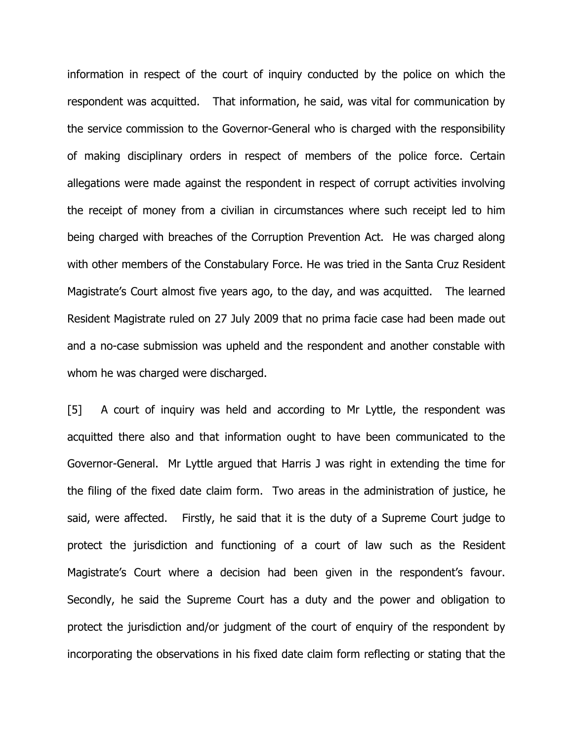information in respect of the court of inquiry conducted by the police on which the respondent was acquitted. That information, he said, was vital for communication by the service commission to the Governor-General who is charged with the responsibility of making disciplinary orders in respect of members of the police force. Certain allegations were made against the respondent in respect of corrupt activities involving the receipt of money from a civilian in circumstances where such receipt led to him being charged with breaches of the Corruption Prevention Act. He was charged along with other members of the Constabulary Force. He was tried in the Santa Cruz Resident Magistrate's Court almost five years ago, to the day, and was acquitted. The learned Resident Magistrate ruled on 27 July 2009 that no prima facie case had been made out and a no-case submission was upheld and the respondent and another constable with whom he was charged were discharged.

[5] A court of inquiry was held and according to Mr Lyttle, the respondent was acquitted there also and that information ought to have been communicated to the Governor-General. Mr Lyttle argued that Harris J was right in extending the time for the filing of the fixed date claim form. Two areas in the administration of justice, he said, were affected. Firstly, he said that it is the duty of a Supreme Court judge to protect the jurisdiction and functioning of a court of law such as the Resident Magistrate's Court where a decision had been given in the respondent's favour. Secondly, he said the Supreme Court has a duty and the power and obligation to protect the jurisdiction and/or judgment of the court of enquiry of the respondent by incorporating the observations in his fixed date claim form reflecting or stating that the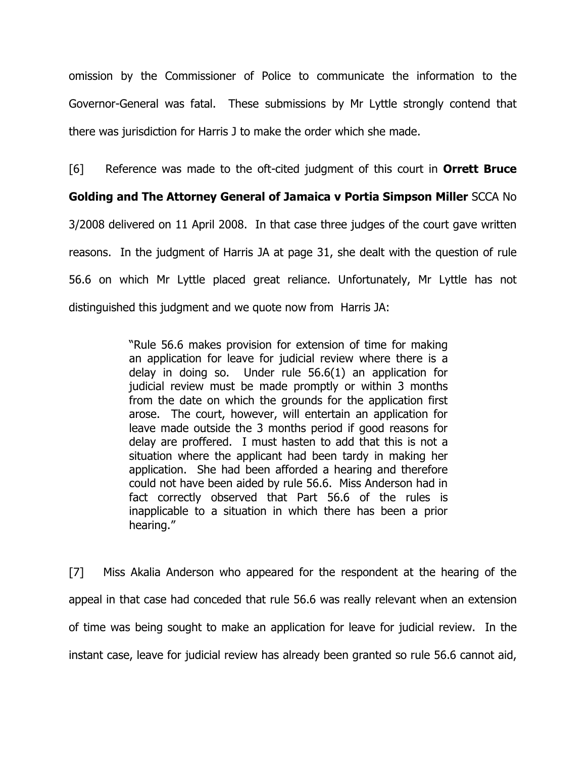omission by the Commissioner of Police to communicate the information to the Governor-General was fatal. These submissions by Mr Lyttle strongly contend that there was jurisdiction for Harris J to make the order which she made.

[6] Reference was made to the oft-cited judgment of this court in **Orrett Bruce Golding and The Attorney General of Jamaica v Portia Simpson Miller** SCCA No 3/2008 delivered on 11 April 2008. In that case three judges of the court gave written reasons. In the judgment of Harris JA at page 31, she dealt with the question of rule 56.6 on which Mr Lyttle placed great reliance. Unfortunately, Mr Lyttle has not distinguished this judgment and we quote now from Harris JA:

> "Rule 56.6 makes provision for extension of time for making an application for leave for judicial review where there is a delay in doing so. Under rule 56.6(1) an application for judicial review must be made promptly or within 3 months from the date on which the grounds for the application first arose. The court, however, will entertain an application for leave made outside the 3 months period if good reasons for delay are proffered. I must hasten to add that this is not a situation where the applicant had been tardy in making her application. She had been afforded a hearing and therefore could not have been aided by rule 56.6. Miss Anderson had in fact correctly observed that Part 56.6 of the rules is inapplicable to a situation in which there has been a prior hearing."

[7] Miss Akalia Anderson who appeared for the respondent at the hearing of the appeal in that case had conceded that rule 56.6 was really relevant when an extension of time was being sought to make an application for leave for judicial review. In the instant case, leave for judicial review has already been granted so rule 56.6 cannot aid,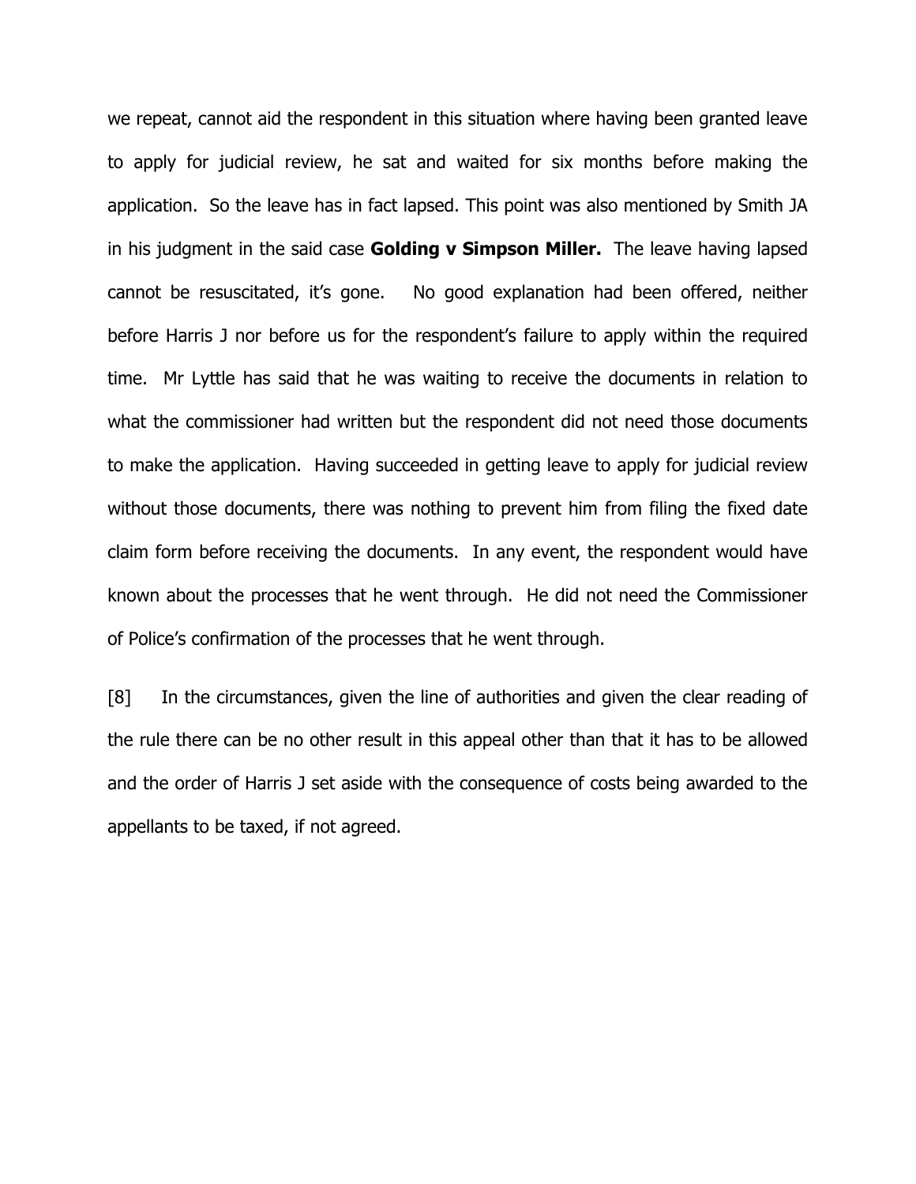we repeat, cannot aid the respondent in this situation where having been granted leave to apply for judicial review, he sat and waited for six months before making the application. So the leave has in fact lapsed. This point was also mentioned by Smith JA in his judgment in the said case **Golding v Simpson Miller.** The leave having lapsed cannot be resuscitated, it's gone. No good explanation had been offered, neither before Harris J nor before us for the respondent's failure to apply within the required time. Mr Lyttle has said that he was waiting to receive the documents in relation to what the commissioner had written but the respondent did not need those documents to make the application. Having succeeded in getting leave to apply for judicial review without those documents, there was nothing to prevent him from filing the fixed date claim form before receiving the documents. In any event, the respondent would have known about the processes that he went through. He did not need the Commissioner of Police's confirmation of the processes that he went through.

[8] In the circumstances, given the line of authorities and given the clear reading of the rule there can be no other result in this appeal other than that it has to be allowed and the order of Harris J set aside with the consequence of costs being awarded to the appellants to be taxed, if not agreed.